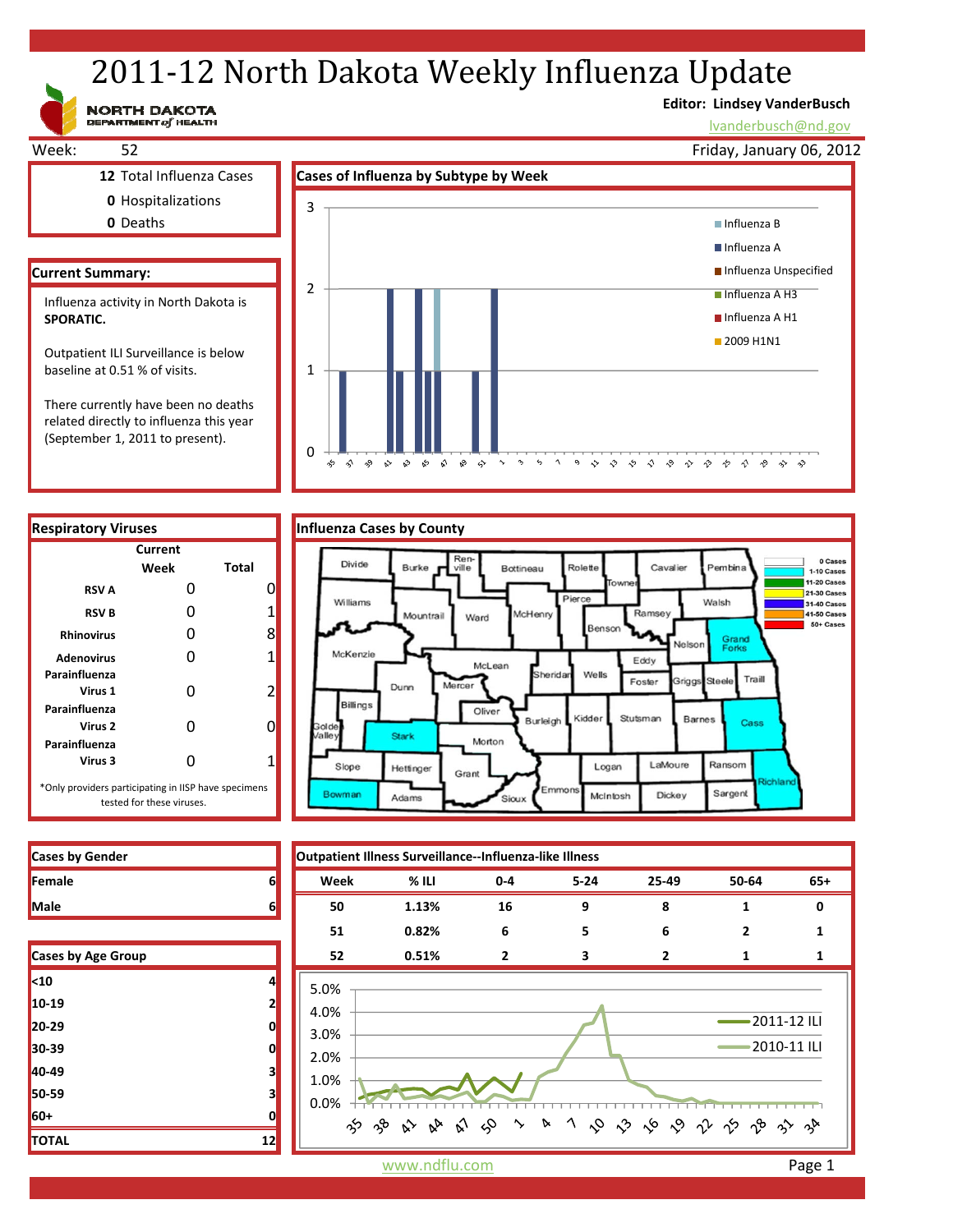# 2011-12 North Dakota Weekly Influenza Update

NORTH DAKOTA DEPARTMENT of HEALTH

**Editor: Lindsey VanderBusch**
lvanderbusch@nd.gov

Week: 52

Friday, January 06, 2012

**12** Total Influenza Cases
**0** Hospitalizations
**0** Deaths

## Current Summary:

Influenza activity in North Dakota is **SPORATIC.**

Outpatient ILI Surveillance is below baseline at 0.51 % of visits.

There currently have been no deaths related directly to influenza this year (September 1, 2011 to present).

## Cases of Influenza by Subtype by Week

## Respiratory Viruses

| | Current Week | Total |
|---|---|---|
| RSV A | 0 | 0 |
| RSV B | 0 | 1 |
| Rhinovirus | 0 | 8 |
| Adenovirus | 0 | 1 |
| Parainfluenza Virus 1 | 0 | 2 |
| Parainfluenza Virus 2 | 0 | 0 |
| Parainfluenza Virus 3 | 0 | 1 |

*Only providers participating in IISP have specimens tested for these viruses.

## Influenza Cases by County

## Cases by Gender

| | |
|---|---|
| Female | 6 |
| Male | 6 |

## Cases by Age Group

| | |
|---|---|
| <10 | 4 |
| 10-19 | 2 |
| 20-29 | 0 |
| 30-39 | 0 |
| 40-49 | 3 |
| 50-59 | 3 |
| 60+ | 0 |
| TOTAL | 12 |

## Outpatient Illness Surveillance--Influenza-like Illness

| Week | % ILI | 0-4 | 5-24 | 25-49 | 50-64 | 65+ |
|---|---|---|---|---|---|---|
| 50 | 1.13% | 16 | 9 | 8 | 1 | 0 |
| 51 | 0.82% | 6 | 5 | 6 | 2 | 1 |
| 52 | 0.51% | 2 | 3 | 2 | 1 | 1 |

www.ndflu.com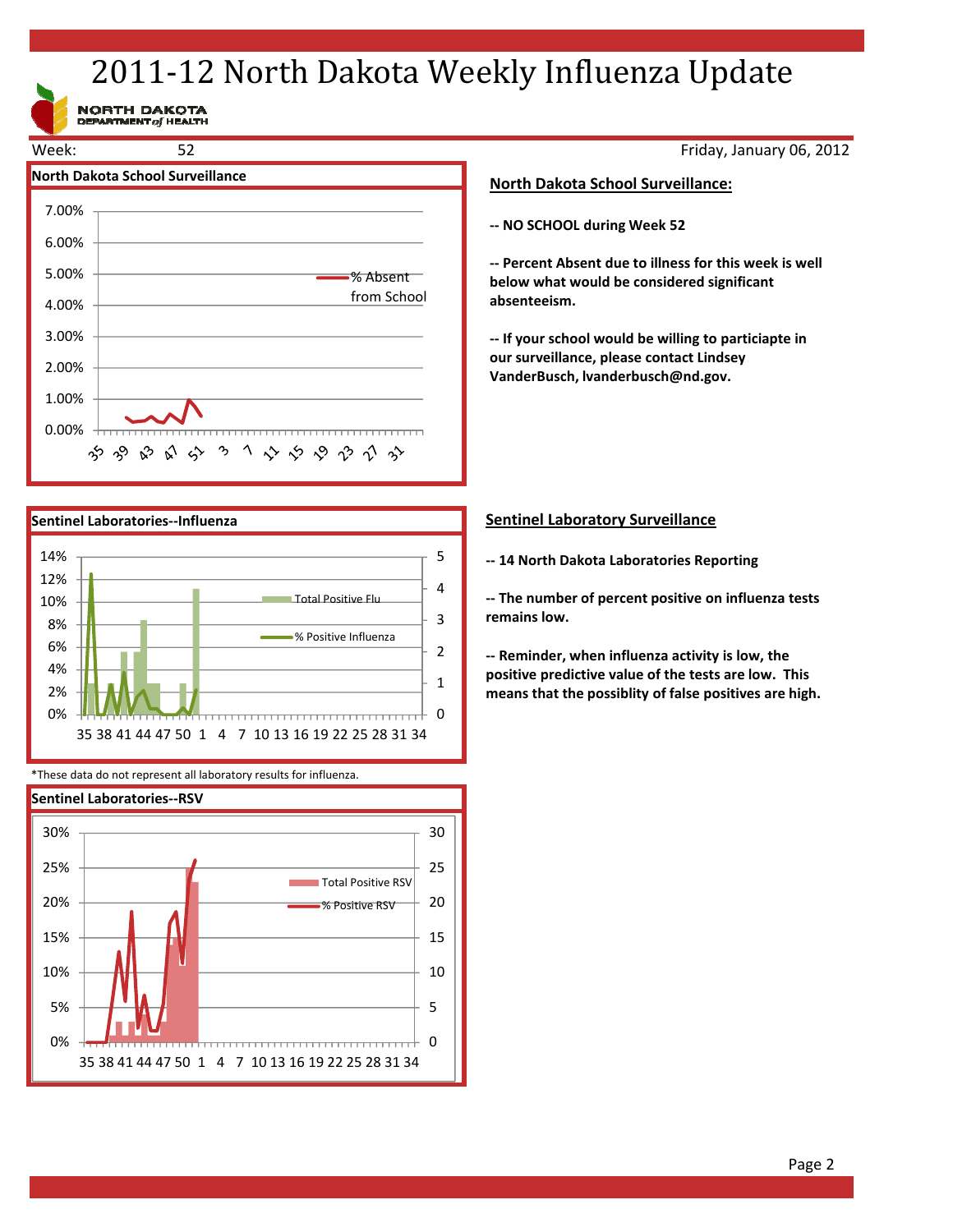# 2011-12 North Dakota Weekly Influenza Update

NORTH DAKOTA DEPARTMENT of HEALTH

Week: 52 Friday, January 06, 2012

## North Dakota School Surveillance

## North Dakota School Surveillance:

**-- NO SCHOOL during Week 52**

**-- Percent Absent due to illness for this week is well below what would be considered significant absenteeism.**

**-- If your school would be willing to particiapte in our surveillance, please contact Lindsey VanderBusch, lvanderbusch@nd.gov.**

## Sentinel Laboratories--Influenza

*These data do not represent all laboratory results for influenza.

## Sentinel Laboratory Surveillance

**-- 14 North Dakota Laboratories Reporting**

**-- The number of percent positive on influenza tests remains low.**

**-- Reminder, when influenza activity is low, the positive predictive value of the tests are low. This means that the possiblity of false positives are high.**

## Sentinel Laboratories--RSV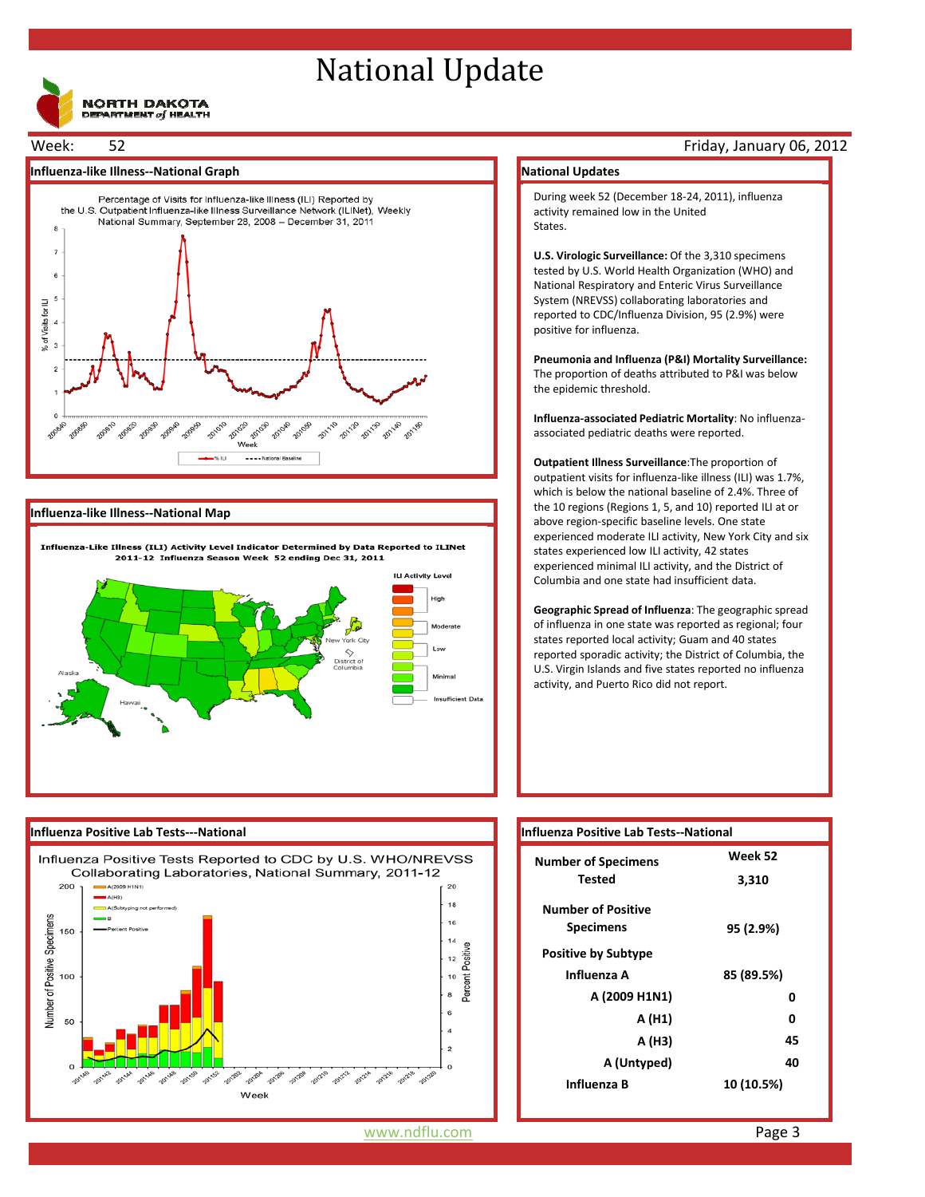# National Update

NORTH DAKOTA DEPARTMENT of HEALTH

Week: 52

Friday, January 06, 2012

## Influenza-like Illness--National Graph

Percentage of Visits for Influenza-like Illness (ILI) Reported by the U.S. Outpatient Influenza-like Illness Surveillance Network (ILINet), Weekly National Summary, September 28, 2008 – December 31, 2011

% of Visits for ILI

Week

% ILI

National Baseline

## Influenza-like Illness--National Map

Influenza-Like Illness (ILI) Activity Level Determined by Data Reported to ILINet
2011-12 Influenza Season Week 52 ending Dec 31, 2011

ILI Activity Level

High

Moderate

Low

Minimal

Insufficient Data

New York City

District of Columbia

Alaska

Hawaii

## National Updates

During week 52 (December 18-24, 2011), influenza activity remained low in the United States.

**U.S. Virologic Surveillance:** Of the 3,310 specimens tested by U.S. World Health Organization (WHO) and National Respiratory and Enteric Virus Surveillance System (NREVSS) collaborating laboratories and reported to CDC/Influenza Division, 95 (2.9%) were positive for influenza.

**Pneumonia and Influenza (P&I) Mortality Surveillance:** The proportion of deaths attributed to P&I was below the epidemic threshold.

**Influenza-associated Pediatric Mortality**: No influenza-associated pediatric deaths were reported.

**Outpatient Illness Surveillance**:The proportion of outpatient visits for influenza-like illness (ILI) was 1.7%, which is below the national baseline of 2.4%. Three of the 10 regions (Regions 1, 5, and 10) reported ILI at or above region-specific baseline levels. One state experienced moderate ILI activity, New York City and six states experienced low ILI activity, 42 states experienced minimal ILI activity, and the District of Columbia and one state had insufficient data.

**Geographic Spread of Influenza**: The geographic spread of influenza in one state was reported as regional; four states reported local activity; Guam and 40 states reported sporadic activity; the District of Columbia, the U.S. Virgin Islands and five states reported no influenza activity, and Puerto Rico did not report.

## Influenza Positive Lab Tests---National

Influenza Positive Tests Reported to CDC by U.S. WHO/NREVSS Collaborating Laboratories, National Summary, 2011-12

A(2009 H1N1)

A(H3)

A(Subtyping not performed)

B

Percent Positive

Number of Positive Specimens

Percent Positive

Week

## Influenza Positive Lab Tests--National

| | Week 52 |
|---|---|
| **Number of Specimens Tested** | **3,310** |
| **Number of Positive Specimens** | **95 (2.9%)** |
| **Positive by Subtype** | |
| **Influenza A** | **85 (89.5%)** |
| **A (2009 H1N1)** | **0** |
| **A (H1)** | **0** |
| **A (H3)** | **45** |
| **A (Untyped)** | **40** |
| **Influenza B** | **10 (10.5%)** |

www.ndflu.com